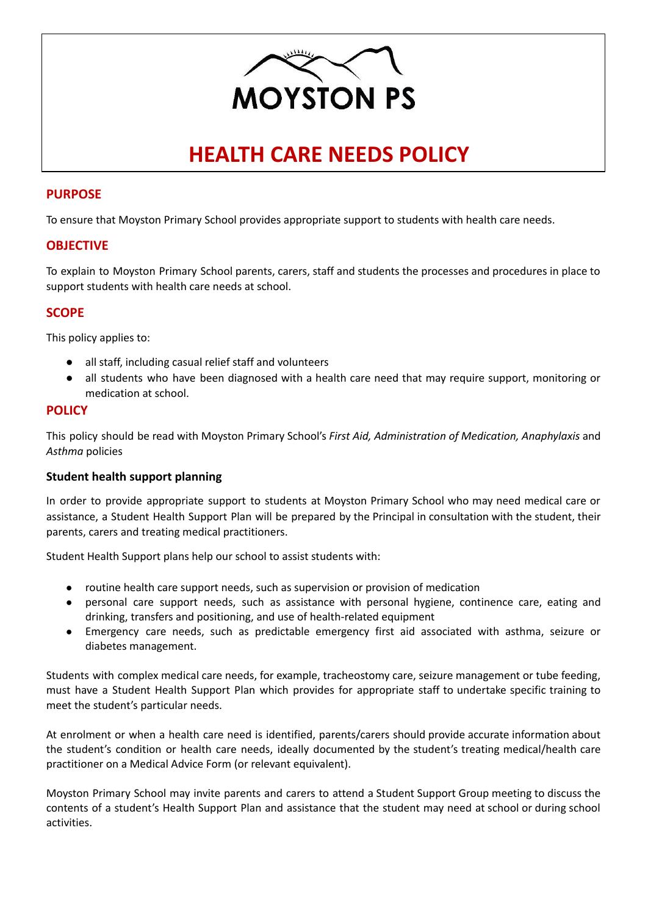MOYSTON PS

# HEALTH CARE NEEDS POLICY

## PURPOSE

To ensure that Moyston Primary School provides appropriate support to students with health care needs.

## OBJECTIVE

To explain to Moyston Primary School parents, carers, staff and students the processes and procedures in place to support students with health care needs at school.

## SCOPE

This policy applies to:

- all staff, including casual relief staff and volunteers
- all students who have been diagnosed with a health care need that may require support, monitoring or medication at school.

## POLICY

This policy should be read with Moyston Primary School's *First Aid, Administration of Medication, Anaphylaxis* and *Asthma* policies

### Student health support planning

In order to provide appropriate support to students at Moyston Primary School who may need medical care or assistance, a Student Health Support Plan will be prepared by the Principal in consultation with the student, their parents, carers and treating medical practitioners.

Student Health Support plans help our school to assist students with:

- routine health care support needs, such as supervision or provision of medication
- personal care support needs, such as assistance with personal hygiene, continence care, eating and drinking, transfers and positioning, and use of health-related equipment
- Emergency care needs, such as predictable emergency first aid associated with asthma, seizure or diabetes management.

Students with complex medical care needs, for example, tracheostomy care, seizure management or tube feeding, must have a Student Health Support Plan which provides for appropriate staff to undertake specific training to meet the student's particular needs.

At enrolment or when a health care need is identified, parents/carers should provide accurate information about the student's condition or health care needs, ideally documented by the student's treating medical/health care practitioner on a Medical Advice Form (or relevant equivalent).

Moyston Primary School may invite parents and carers to attend a Student Support Group meeting to discuss the contents of a student's Health Support Plan and assistance that the student may need at school or during school activities.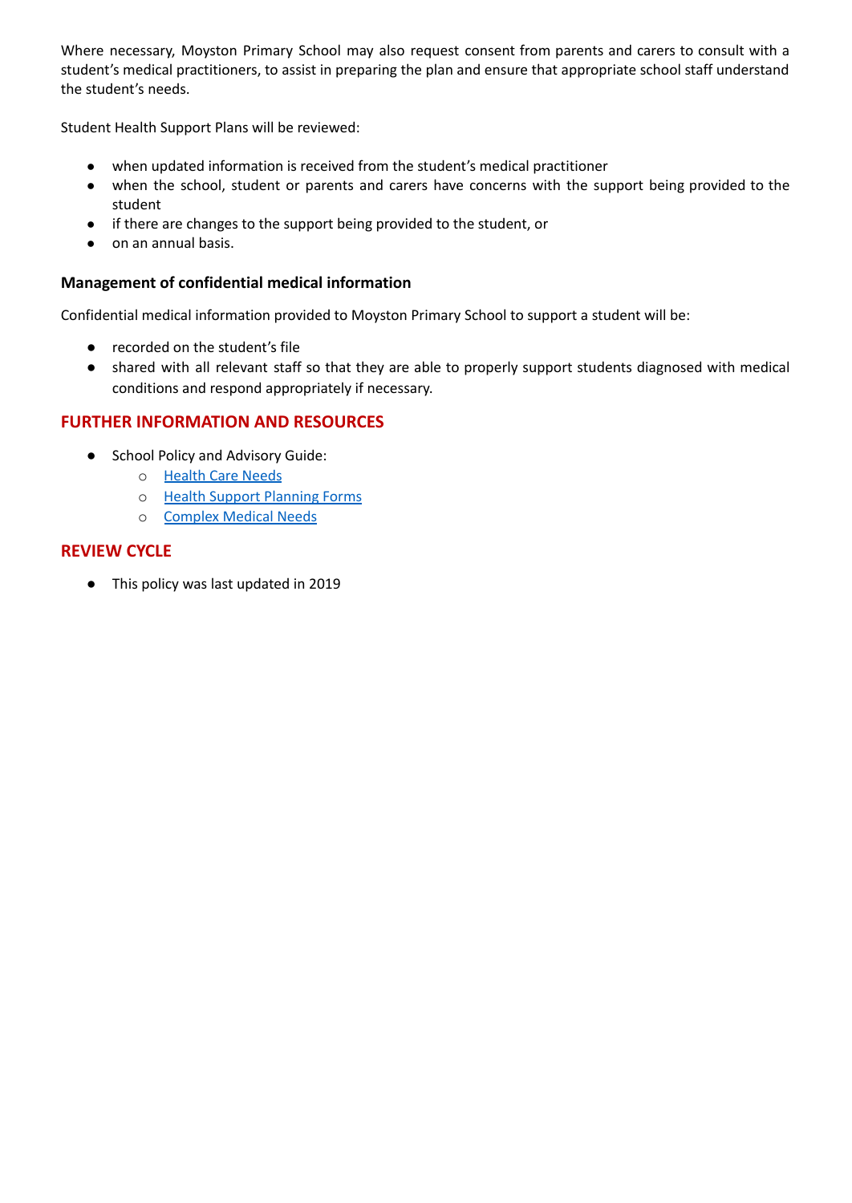Where necessary, Moyston Primary School may also request consent from parents and carers to consult with a student's medical practitioners, to assist in preparing the plan and ensure that appropriate school staff understand the student's needs.

Student Health Support Plans will be reviewed:

- when updated information is received from the student's medical practitioner
- when the school, student or parents and carers have concerns with the support being provided to the student
- if there are changes to the support being provided to the student, or
- on an annual basis.

### Management of confidential medical information

Confidential medical information provided to Moyston Primary School to support a student will be:

- recorded on the student's file
- shared with all relevant staff so that they are able to properly support students diagnosed with medical conditions and respond appropriately if necessary.

## FURTHER INFORMATION AND RESOURCES

- School Policy and Advisory Guide:
  - Health Care Needs
  - Health Support Planning Forms
  - Complex Medical Needs

## REVIEW CYCLE

- This policy was last updated in 2019